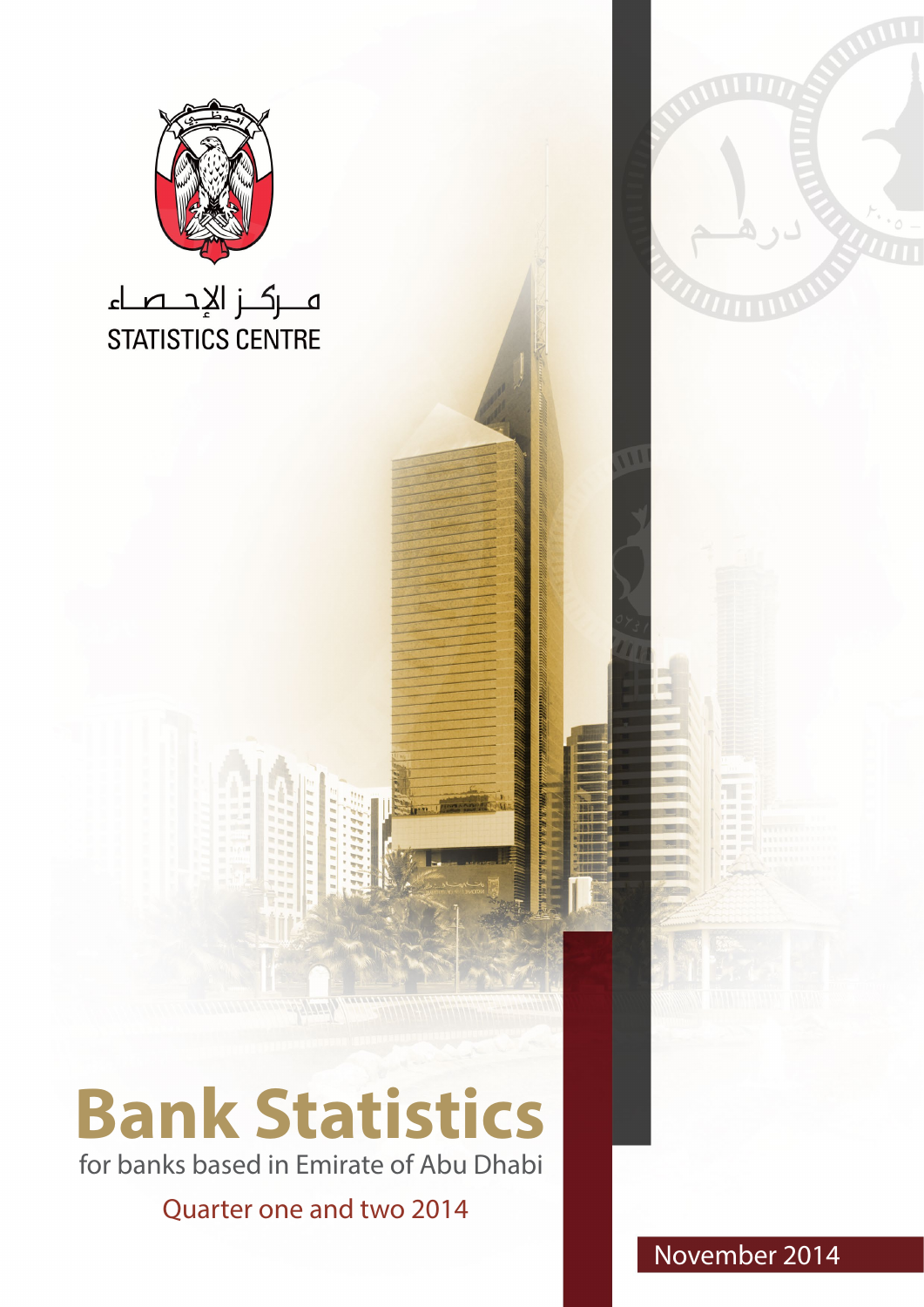مـركـز الإحـصـاء

STATISTICS CENTRE

# Bank Statistics

for banks based in Emirate of Abu Dhabi

Quarter one and two 2014

November 2014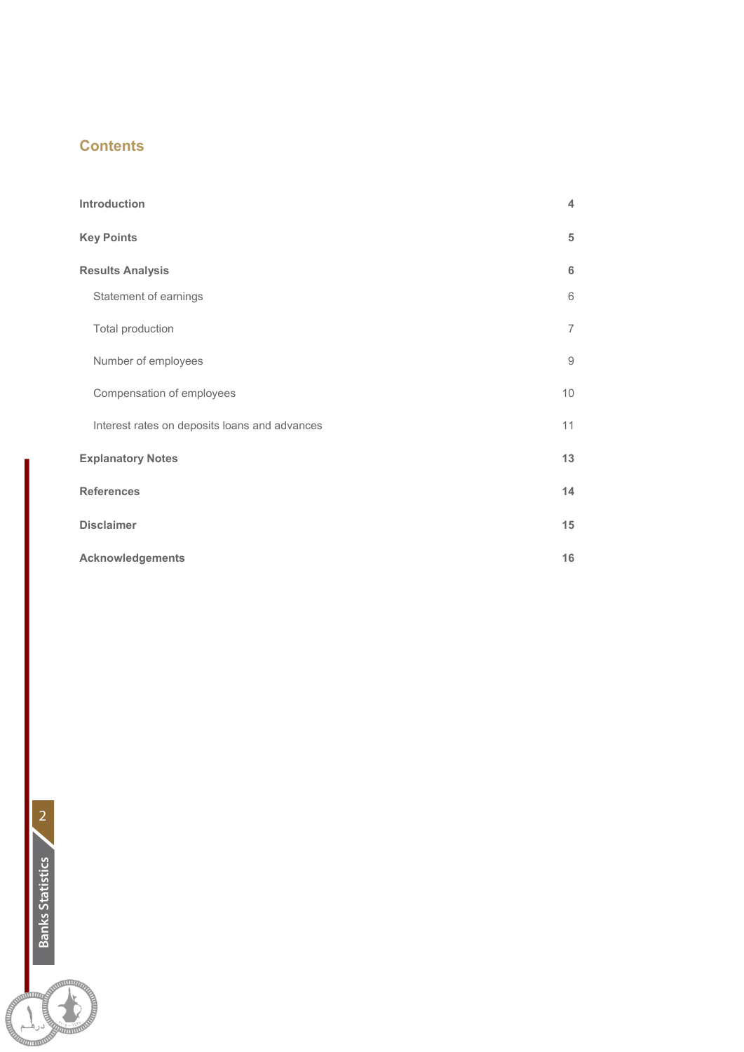## Contents

| | |
|---|---|
| **Introduction** | **4** |
| **Key Points** | **5** |
| **Results Analysis** | **6** |
| Statement of earnings | 6 |
| Total production | 7 |
| Number of employees | 9 |
| Compensation of employees | 10 |
| Interest rates on deposits loans and advances | 11 |
| **Explanatory Notes** | **13** |
| **References** | **14** |
| **Disclaimer** | **15** |
| **Acknowledgements** | **16** |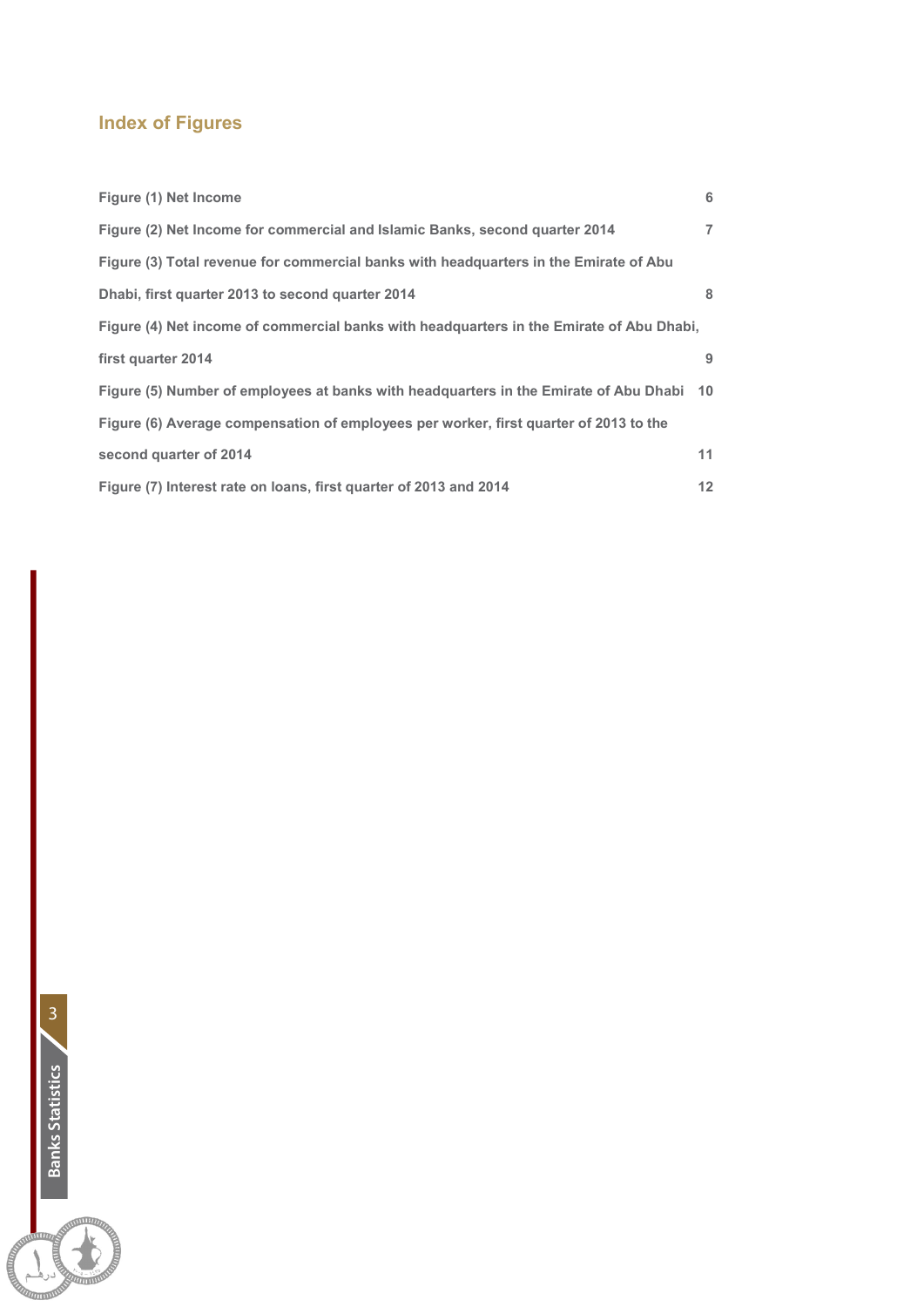## Index of Figures

| | |
|---|---|
| **Figure (1) Net Income** | **6** |
| **Figure (2) Net Income for commercial and Islamic Banks, second quarter 2014** | **7** |
| **Figure (3) Total revenue for commercial banks with headquarters in the Emirate of Abu Dhabi, first quarter 2013 to second quarter 2014** | **8** |
| **Figure (4) Net income of commercial banks with headquarters in the Emirate of Abu Dhabi, first quarter 2014** | **9** |
| **Figure (5) Number of employees at banks with headquarters in the Emirate of Abu Dhabi** | **10** |
| **Figure (6) Average compensation of employees per worker, first quarter of 2013 to the second quarter of 2014** | **11** |
| **Figure (7) Interest rate on loans, first quarter of 2013 and 2014** | **12** |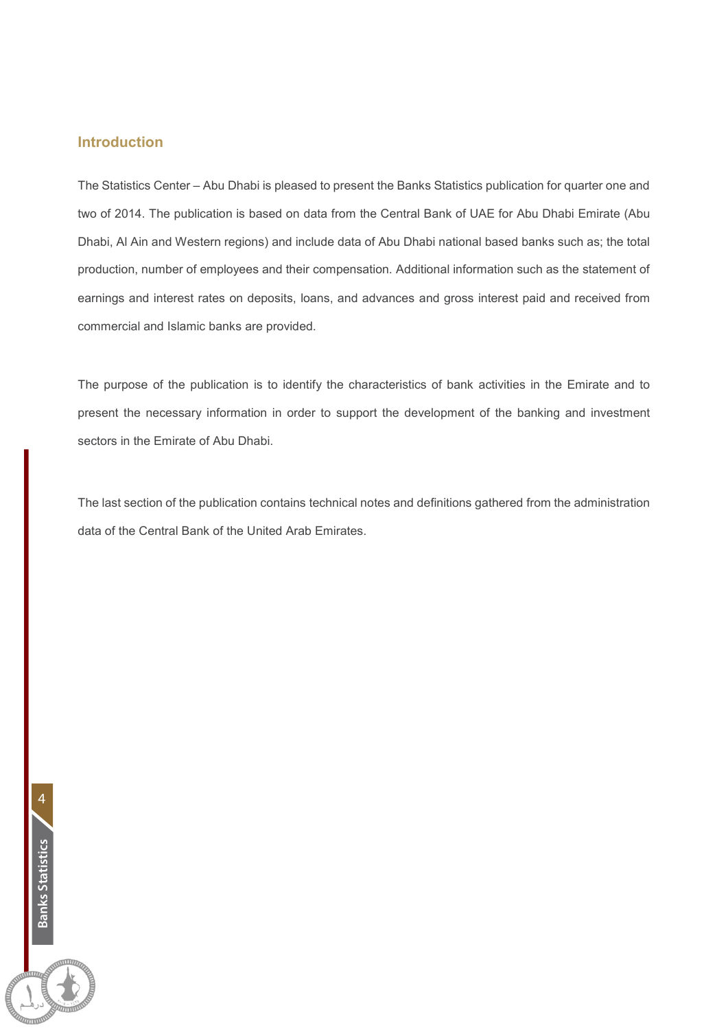## Introduction

The Statistics Center – Abu Dhabi is pleased to present the Banks Statistics publication for quarter one and two of 2014. The publication is based on data from the Central Bank of UAE for Abu Dhabi Emirate (Abu Dhabi, Al Ain and Western regions) and include data of Abu Dhabi national based banks such as; the total production, number of employees and their compensation. Additional information such as the statement of earnings and interest rates on deposits, loans, and advances and gross interest paid and received from commercial and Islamic banks are provided.

The purpose of the publication is to identify the characteristics of bank activities in the Emirate and to present the necessary information in order to support the development of the banking and investment sectors in the Emirate of Abu Dhabi.

The last section of the publication contains technical notes and definitions gathered from the administration data of the Central Bank of the United Arab Emirates.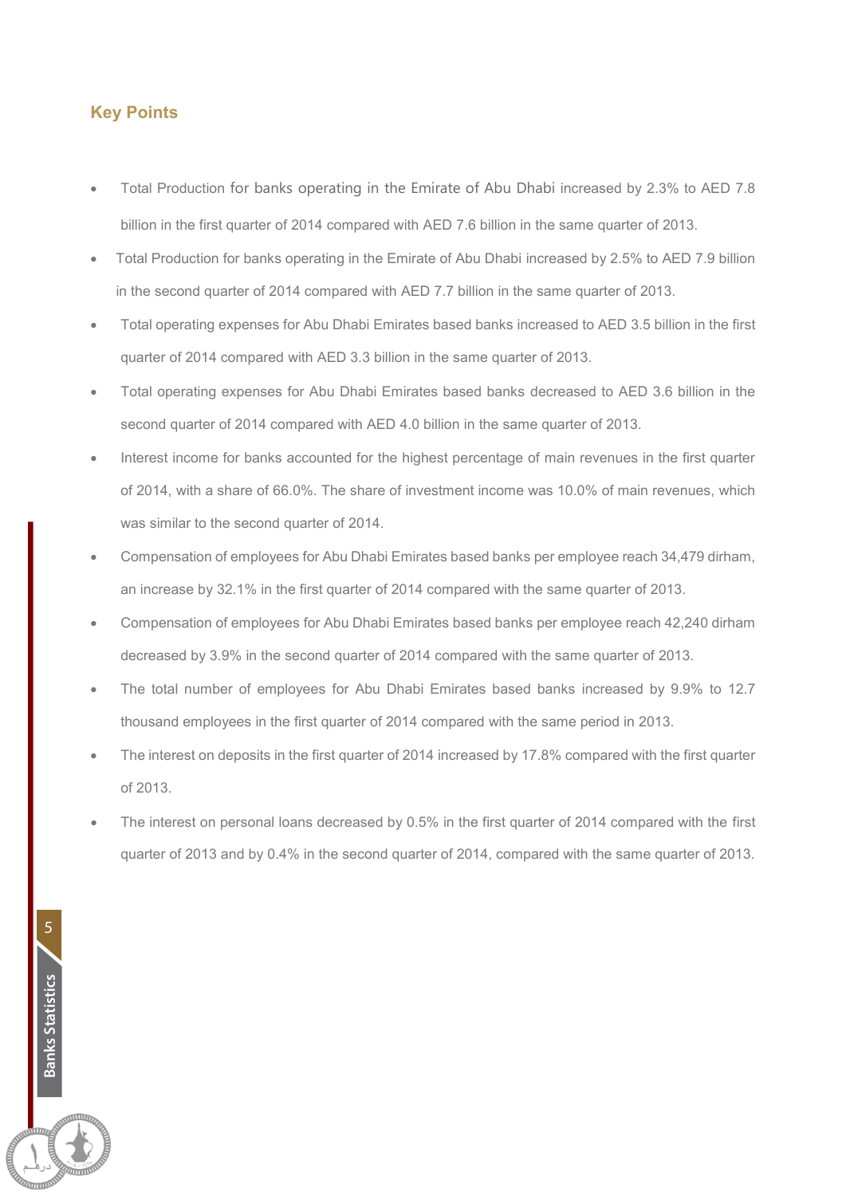## Key Points

- Total Production for banks operating in the Emirate of Abu Dhabi increased by 2.3% to AED 7.8 billion in the first quarter of 2014 compared with AED 7.6 billion in the same quarter of 2013.
- Total Production for banks operating in the Emirate of Abu Dhabi increased by 2.5% to AED 7.9 billion in the second quarter of 2014 compared with AED 7.7 billion in the same quarter of 2013.
- Total operating expenses for Abu Dhabi Emirates based banks increased to AED 3.5 billion in the first quarter of 2014 compared with AED 3.3 billion in the same quarter of 2013.
- Total operating expenses for Abu Dhabi Emirates based banks decreased to AED 3.6 billion in the second quarter of 2014 compared with AED 4.0 billion in the same quarter of 2013.
- Interest income for banks accounted for the highest percentage of main revenues in the first quarter of 2014, with a share of 66.0%. The share of investment income was 10.0% of main revenues, which was similar to the second quarter of 2014.
- Compensation of employees for Abu Dhabi Emirates based banks per employee reach 34,479 dirham, an increase by 32.1% in the first quarter of 2014 compared with the same quarter of 2013.
- Compensation of employees for Abu Dhabi Emirates based banks per employee reach 42,240 dirham decreased by 3.9% in the second quarter of 2014 compared with the same quarter of 2013.
- The total number of employees for Abu Dhabi Emirates based banks increased by 9.9% to 12.7 thousand employees in the first quarter of 2014 compared with the same period in 2013.
- The interest on deposits in the first quarter of 2014 increased by 17.8% compared with the first quarter of 2013.
- The interest on personal loans decreased by 0.5% in the first quarter of 2014 compared with the first quarter of 2013 and by 0.4% in the second quarter of 2014, compared with the same quarter of 2013.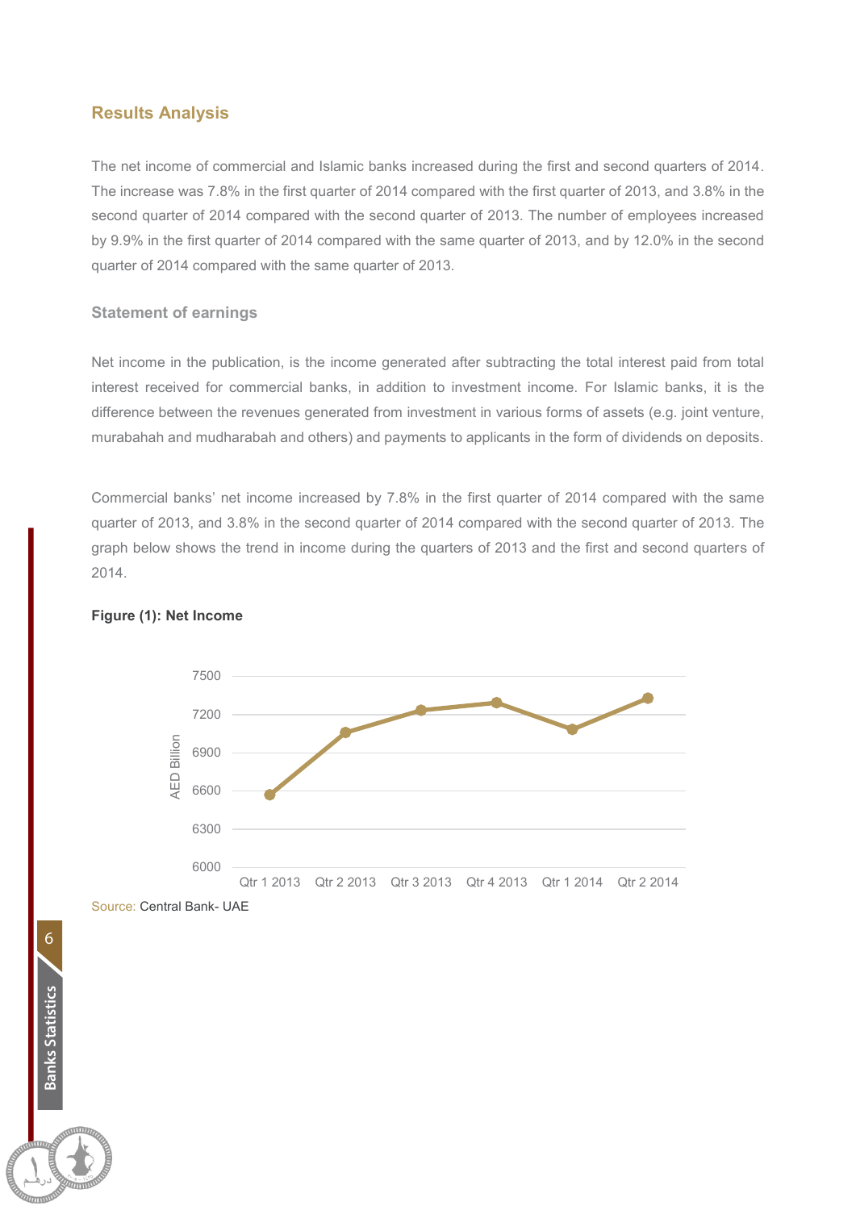## Results Analysis

The net income of commercial and Islamic banks increased during the first and second quarters of 2014. The increase was 7.8% in the first quarter of 2014 compared with the first quarter of 2013, and 3.8% in the second quarter of 2014 compared with the second quarter of 2013. The number of employees increased by 9.9% in the first quarter of 2014 compared with the same quarter of 2013, and by 12.0% in the second quarter of 2014 compared with the same quarter of 2013.

### Statement of earnings

Net income in the publication, is the income generated after subtracting the total interest paid from total interest received for commercial banks, in addition to investment income. For Islamic banks, it is the difference between the revenues generated from investment in various forms of assets (e.g. joint venture, murabahah and mudharabah and others) and payments to applicants in the form of dividends on deposits.

Commercial banks' net income increased by 7.8% in the first quarter of 2014 compared with the same quarter of 2013, and 3.8% in the second quarter of 2014 compared with the second quarter of 2013. The graph below shows the trend in income during the quarters of 2013 and the first and second quarters of 2014.

**Figure (1): Net Income**

Source: Central Bank- UAE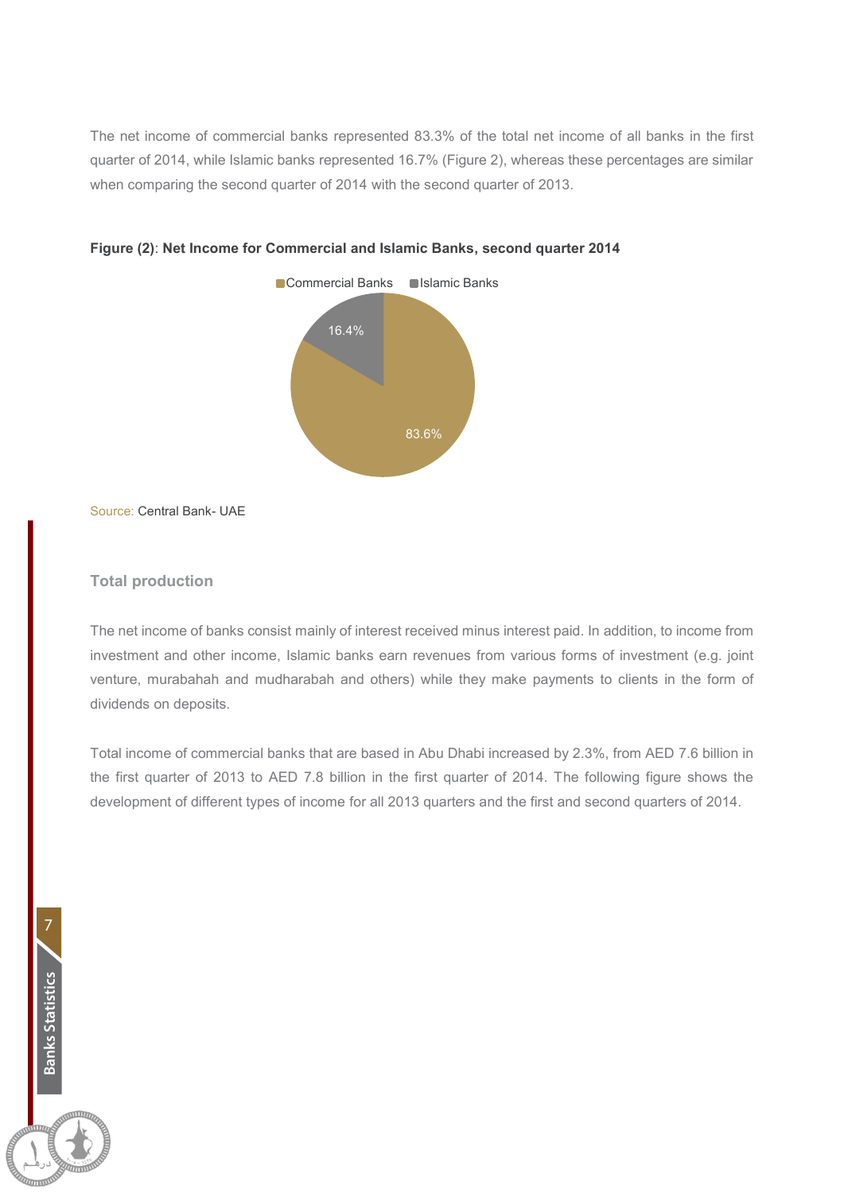The net income of commercial banks represented 83.3% of the total net income of all banks in the first quarter of 2014, while Islamic banks represented 16.7% (Figure 2), whereas these percentages are similar when comparing the second quarter of 2014 with the second quarter of 2013.

**Figure (2)**: **Net Income for Commercial and Islamic Banks, second quarter 2014**

Commercial Banks: 83.6%
Islamic Banks: 16.4%

Source: Central Bank- UAE

### Total production

The net income of banks consist mainly of interest received minus interest paid. In addition, to income from investment and other income, Islamic banks earn revenues from various forms of investment (e.g. joint venture, murabahah and mudharabah and others) while they make payments to clients in the form of dividends on deposits.

Total income of commercial banks that are based in Abu Dhabi increased by 2.3%, from AED 7.6 billion in the first quarter of 2013 to AED 7.8 billion in the first quarter of 2014. The following figure shows the development of different types of income for all 2013 quarters and the first and second quarters of 2014.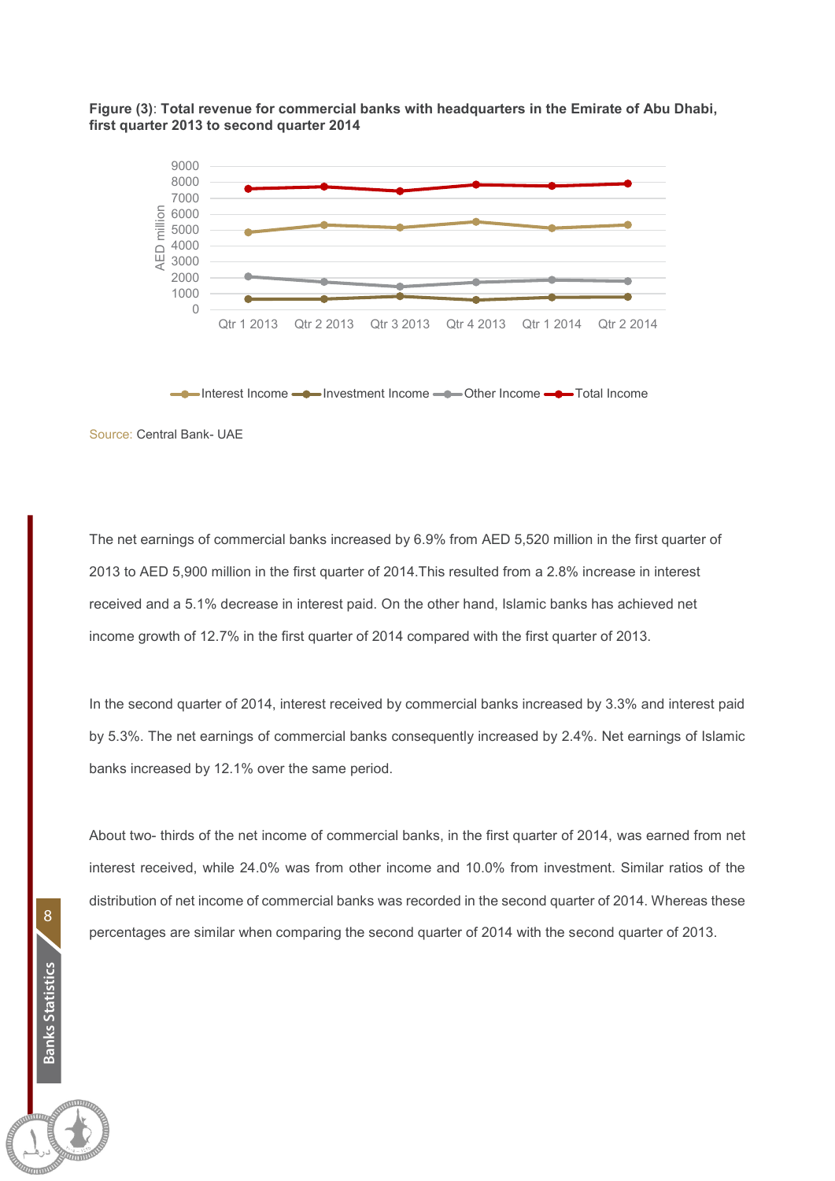**Figure (3)**: **Total revenue for commercial banks with headquarters in the Emirate of Abu Dhabi, first quarter 2013 to second quarter 2014**

Source: Central Bank- UAE

The net earnings of commercial banks increased by 6.9% from AED 5,520 million in the first quarter of 2013 to AED 5,900 million in the first quarter of 2014.This resulted from a 2.8% increase in interest received and a 5.1% decrease in interest paid. On the other hand, Islamic banks has achieved net income growth of 12.7% in the first quarter of 2014 compared with the first quarter of 2013.

In the second quarter of 2014, interest received by commercial banks increased by 3.3% and interest paid by 5.3%. The net earnings of commercial banks consequently increased by 2.4%. Net earnings of Islamic banks increased by 12.1% over the same period.

About two- thirds of the net income of commercial banks, in the first quarter of 2014, was earned from net interest received, while 24.0% was from other income and 10.0% from investment. Similar ratios of the distribution of net income of commercial banks was recorded in the second quarter of 2014. Whereas these percentages are similar when comparing the second quarter of 2014 with the second quarter of 2013.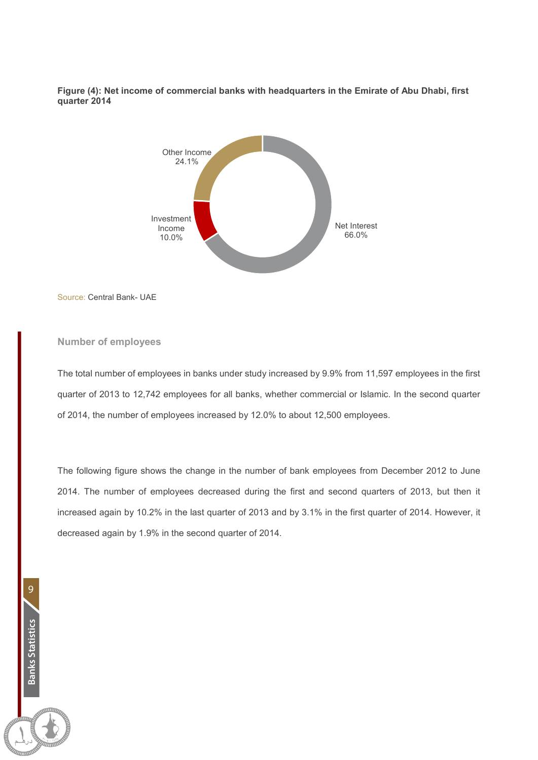**Figure (4): Net income of commercial banks with headquarters in the Emirate of Abu Dhabi, first quarter 2014**

| Component | Share |
| --- | --- |
| Net Interest | 66.0% |
| Other Income | 24.1% |
| Investment Income | 10.0% |

Source: Central Bank- UAE

### Number of employees

The total number of employees in banks under study increased by 9.9% from 11,597 employees in the first quarter of 2013 to 12,742 employees for all banks, whether commercial or Islamic. In the second quarter of 2014, the number of employees increased by 12.0% to about 12,500 employees.

The following figure shows the change in the number of bank employees from December 2012 to June 2014. The number of employees decreased during the first and second quarters of 2013, but then it increased again by 10.2% in the last quarter of 2013 and by 3.1% in the first quarter of 2014. However, it decreased again by 1.9% in the second quarter of 2014.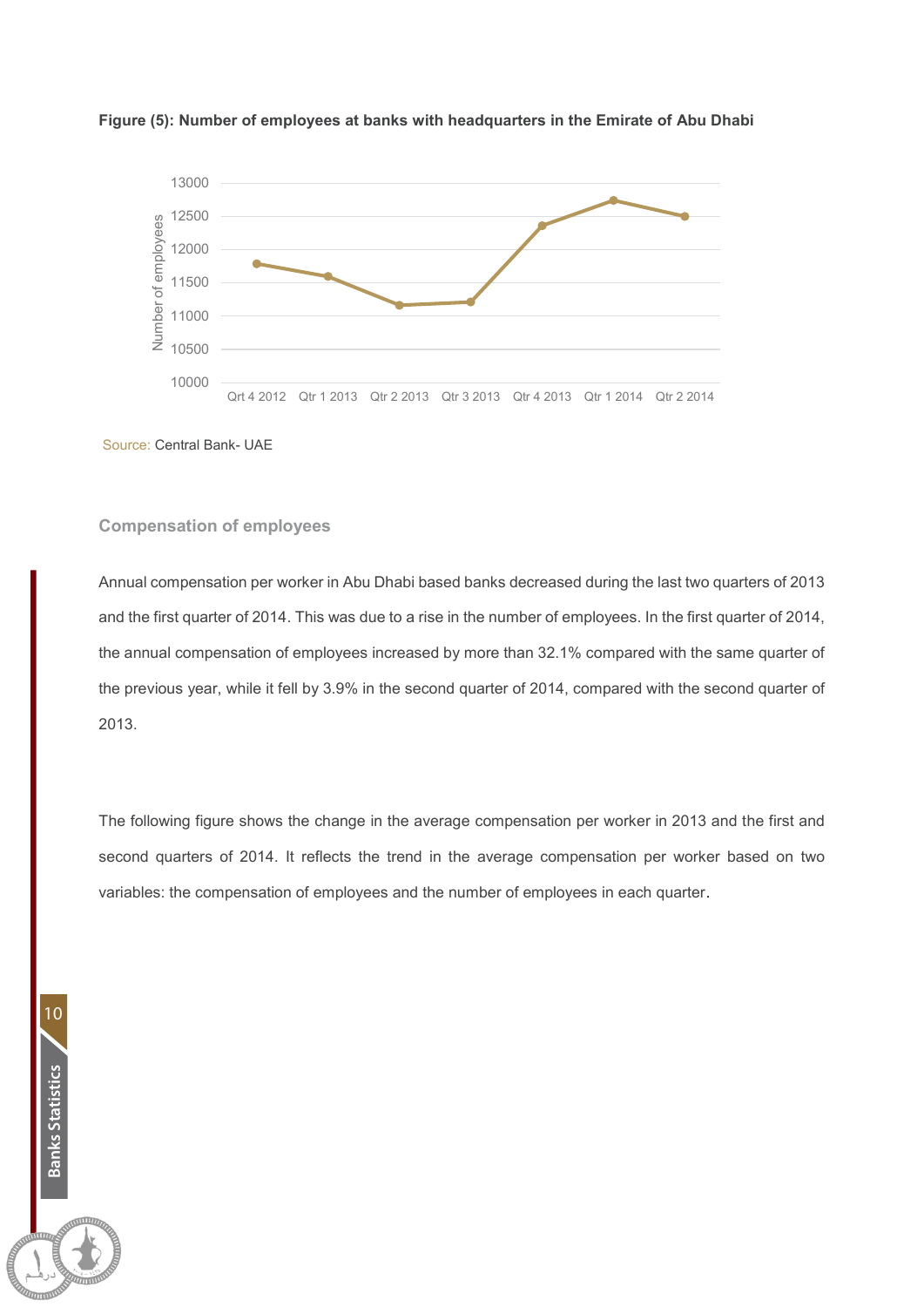**Figure (5): Number of employees at banks with headquarters in the Emirate of Abu Dhabi**

Source: Central Bank- UAE

## Compensation of employees

Annual compensation per worker in Abu Dhabi based banks decreased during the last two quarters of 2013 and the first quarter of 2014. This was due to a rise in the number of employees. In the first quarter of 2014, the annual compensation of employees increased by more than 32.1% compared with the same quarter of the previous year, while it fell by 3.9% in the second quarter of 2014, compared with the second quarter of 2013.

The following figure shows the change in the average compensation per worker in 2013 and the first and second quarters of 2014. It reflects the trend in the average compensation per worker based on two variables: the compensation of employees and the number of employees in each quarter.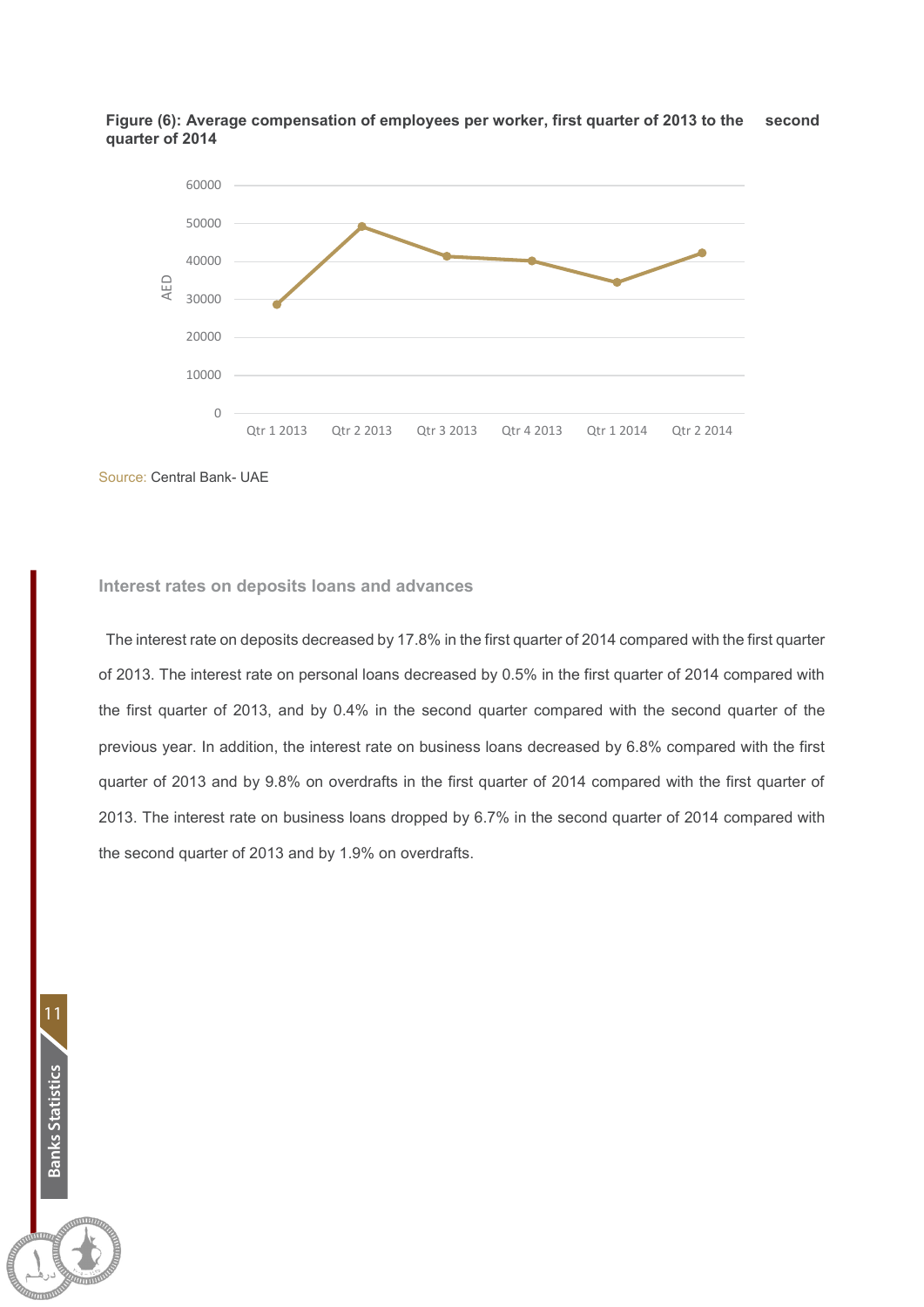**Figure (6): Average compensation of employees per worker, first quarter of 2013 to the second quarter of 2014**

Source: Central Bank- UAE

### Interest rates on deposits loans and advances

The interest rate on deposits decreased by 17.8% in the first quarter of 2014 compared with the first quarter of 2013. The interest rate on personal loans decreased by 0.5% in the first quarter of 2014 compared with the first quarter of 2013, and by 0.4% in the second quarter compared with the second quarter of the previous year. In addition, the interest rate on business loans decreased by 6.8% compared with the first quarter of 2013 and by 9.8% on overdrafts in the first quarter of 2014 compared with the first quarter of 2013. The interest rate on business loans dropped by 6.7% in the second quarter of 2014 compared with the second quarter of 2013 and by 1.9% on overdrafts.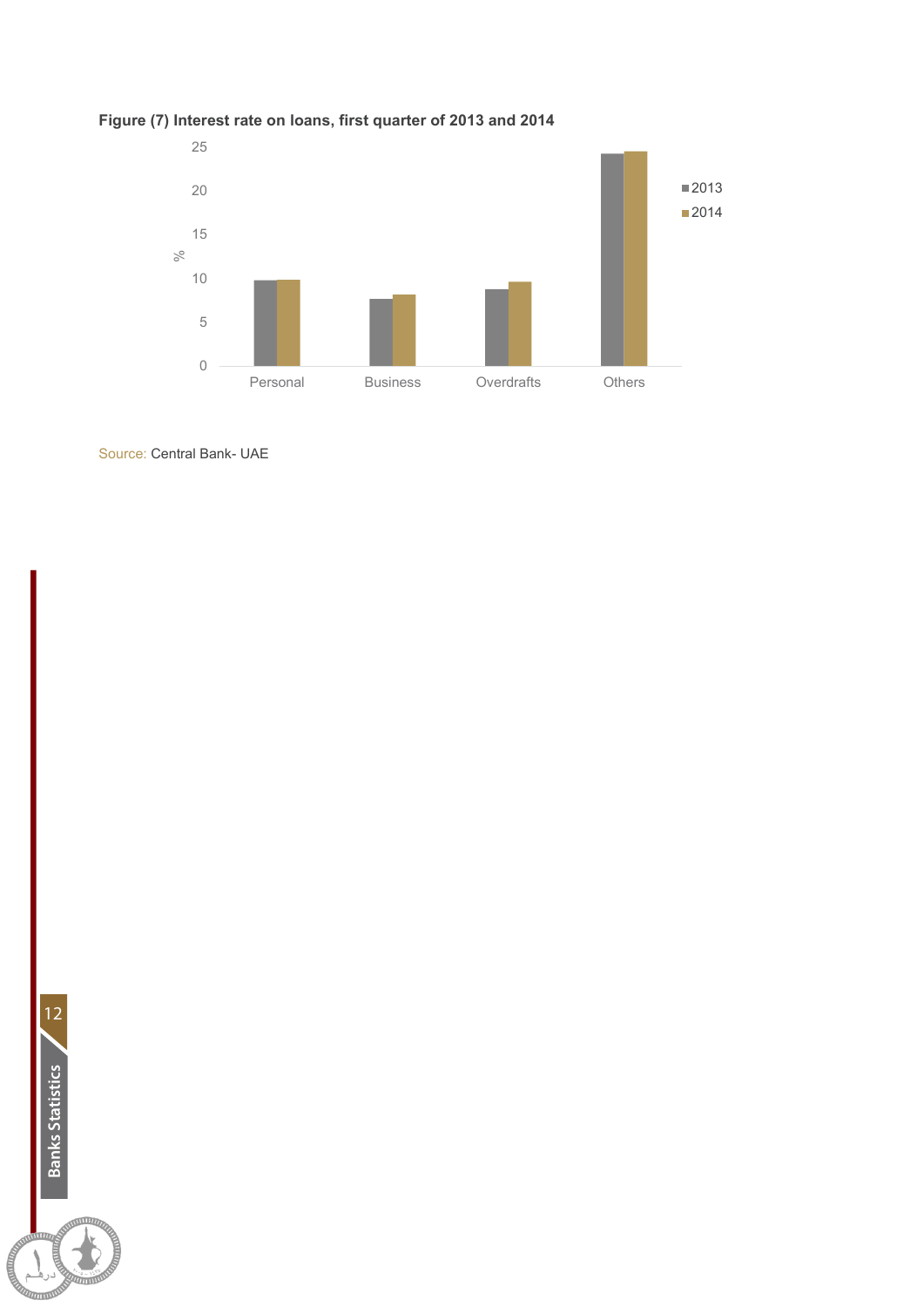**Figure (7) Interest rate on loans, first quarter of 2013 and 2014**

Source: Central Bank- UAE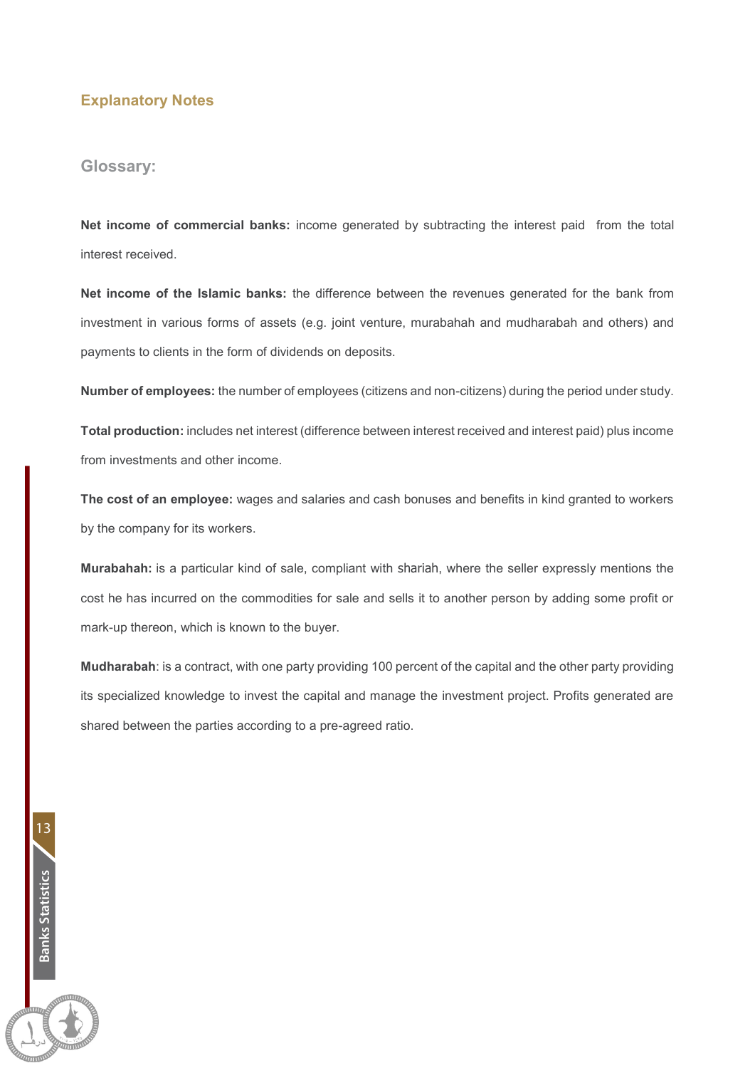## Explanatory Notes

### Glossary:

**Net income of commercial banks:** income generated by subtracting the interest paid from the total interest received.

**Net income of the Islamic banks:** the difference between the revenues generated for the bank from investment in various forms of assets (e.g. joint venture, murabahah and mudharabah and others) and payments to clients in the form of dividends on deposits.

**Number of employees:** the number of employees (citizens and non-citizens) during the period under study.

**Total production:** includes net interest (difference between interest received and interest paid) plus income from investments and other income.

**The cost of an employee:** wages and salaries and cash bonuses and benefits in kind granted to workers by the company for its workers.

**Murabahah:** is a particular kind of sale, compliant with shariah, where the seller expressly mentions the cost he has incurred on the commodities for sale and sells it to another person by adding some profit or mark-up thereon, which is known to the buyer.

**Mudharabah**: is a contract, with one party providing 100 percent of the capital and the other party providing its specialized knowledge to invest the capital and manage the investment project. Profits generated are shared between the parties according to a pre-agreed ratio.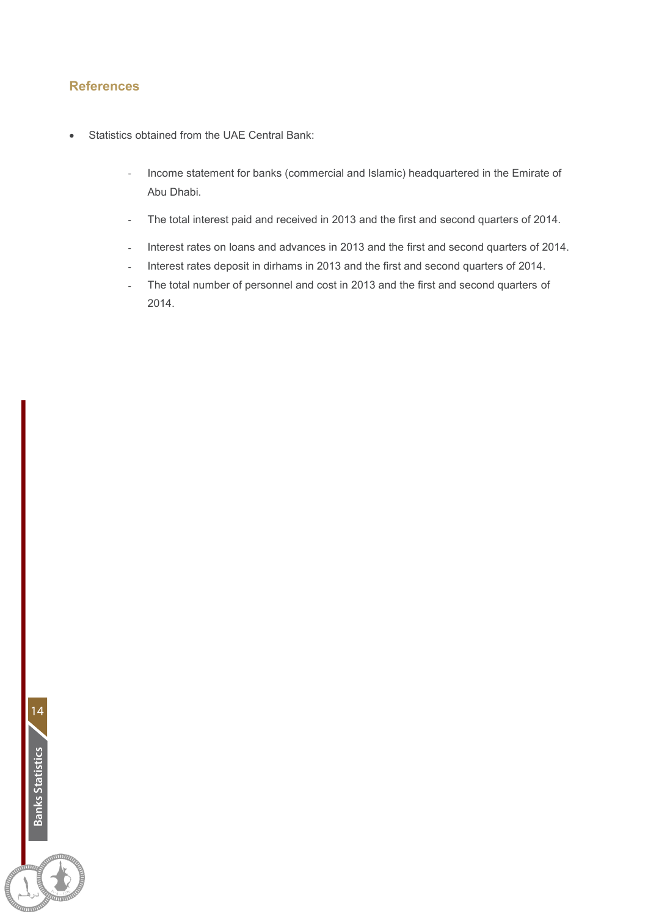## References

- Statistics obtained from the UAE Central Bank:
  - Income statement for banks (commercial and Islamic) headquartered in the Emirate of Abu Dhabi.
  - The total interest paid and received in 2013 and the first and second quarters of 2014.
  - Interest rates on loans and advances in 2013 and the first and second quarters of 2014.
  - Interest rates deposit in dirhams in 2013 and the first and second quarters of 2014.
  - The total number of personnel and cost in 2013 and the first and second quarters of 2014.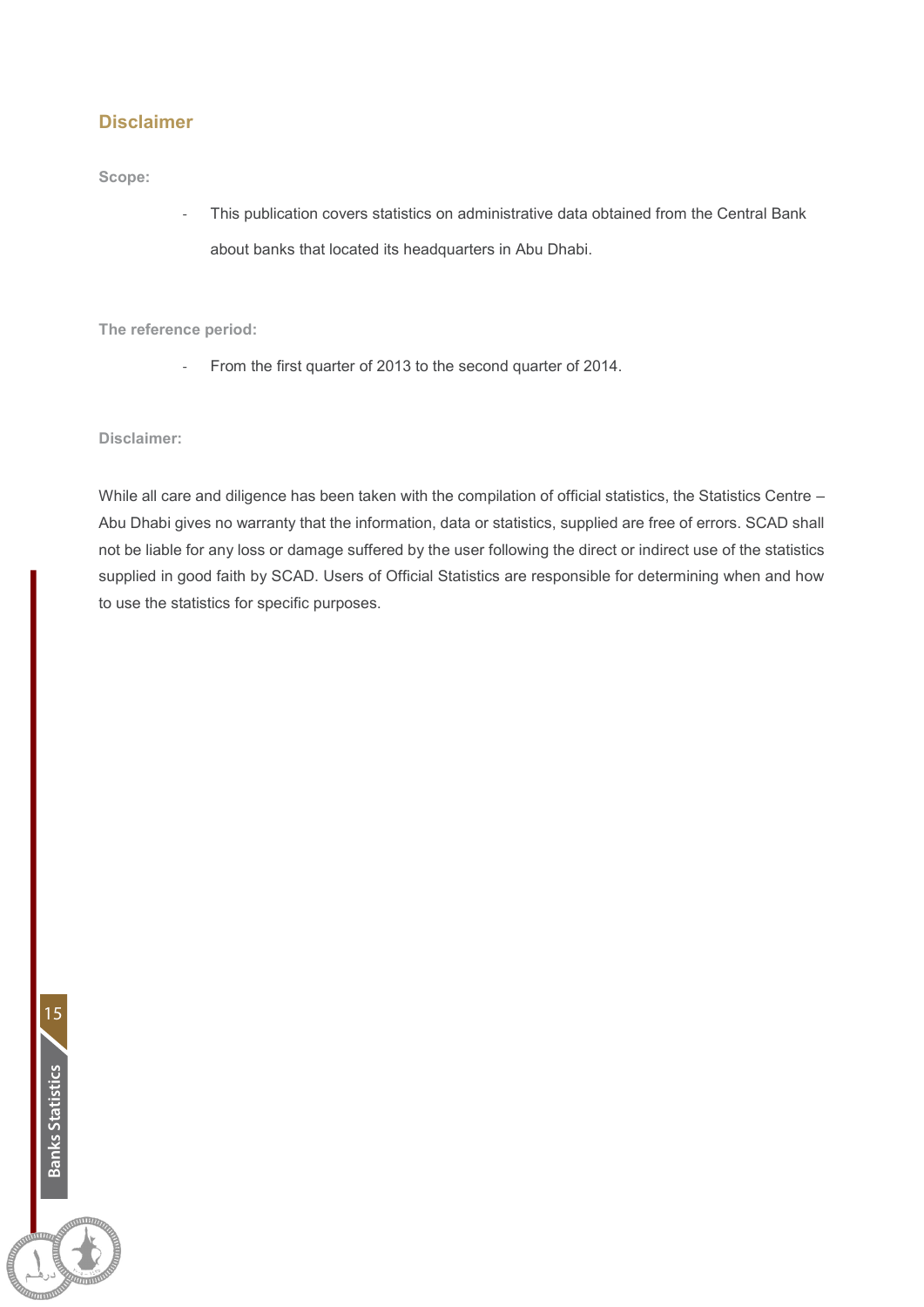## Disclaimer

**Scope:**

- This publication covers statistics on administrative data obtained from the Central Bank about banks that located its headquarters in Abu Dhabi.

**The reference period:**

- From the first quarter of 2013 to the second quarter of 2014.

**Disclaimer:**

While all care and diligence has been taken with the compilation of official statistics, the Statistics Centre – Abu Dhabi gives no warranty that the information, data or statistics, supplied are free of errors. SCAD shall not be liable for any loss or damage suffered by the user following the direct or indirect use of the statistics supplied in good faith by SCAD. Users of Official Statistics are responsible for determining when and how to use the statistics for specific purposes.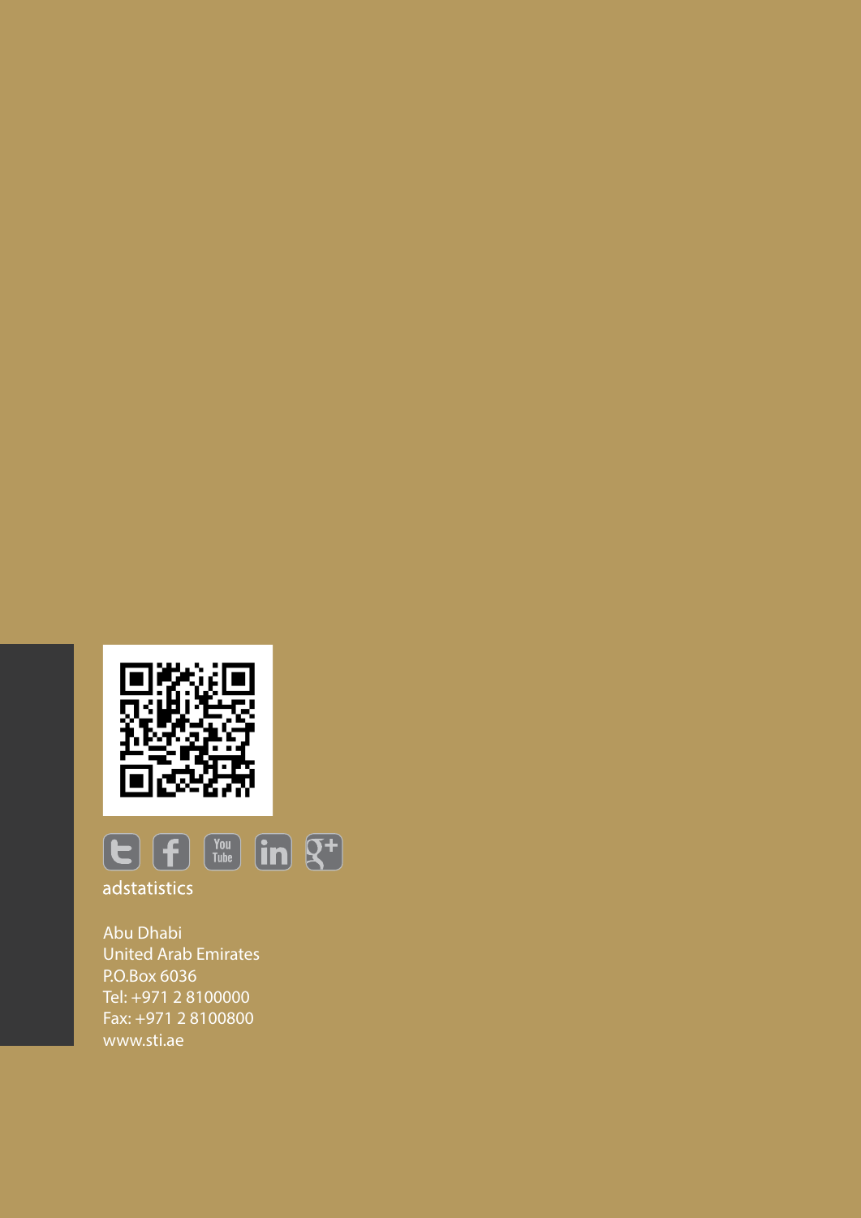adstatistics

Abu Dhabi
United Arab Emirates
P.O.Box 6036
Tel: +971 2 8100000
Fax: +971 2 8100800
www.sti.ae